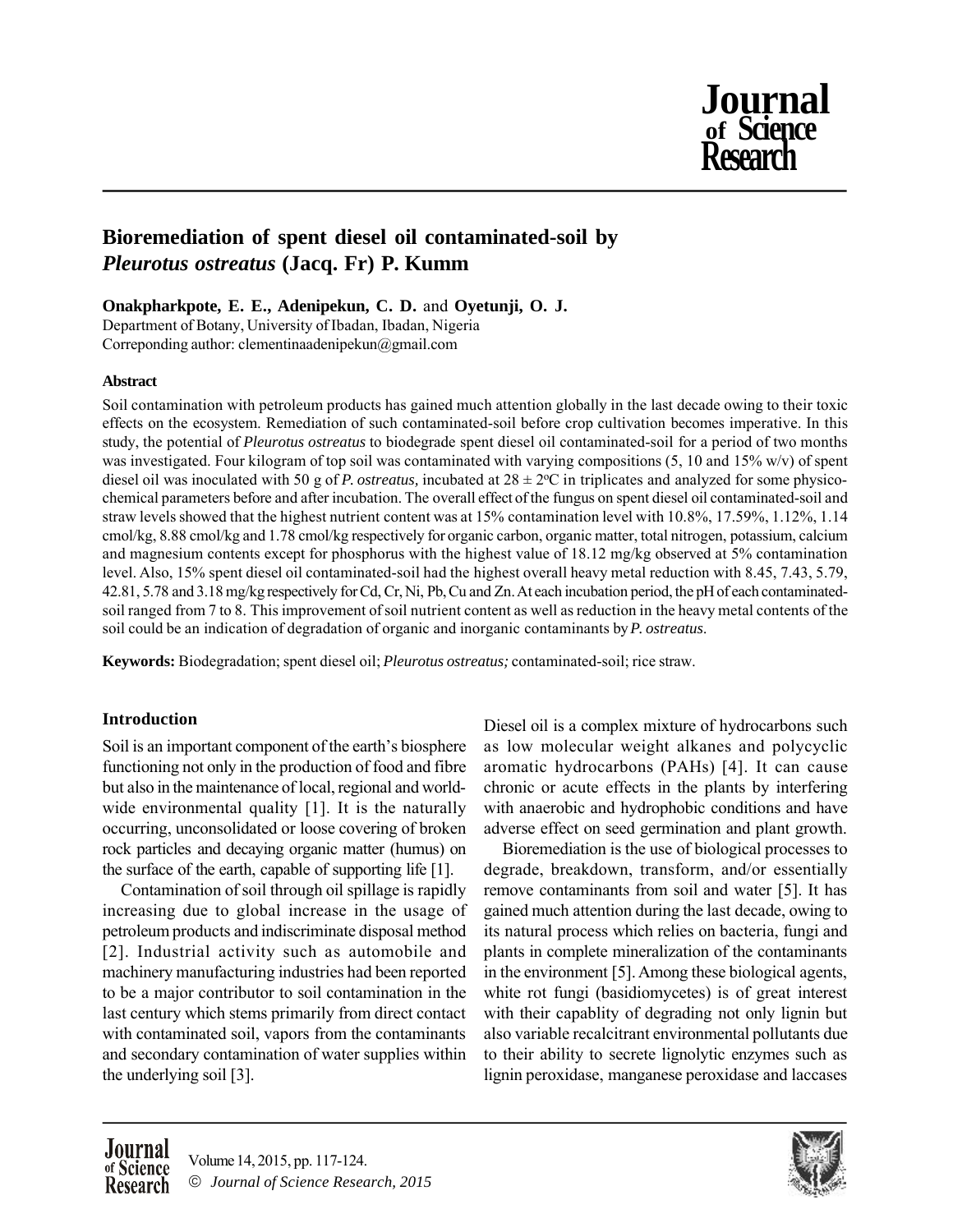# Bioremediation of spent diesel oil contaminated-soil by *Pleurotus ostreatus* (Jacq. Fr) P. Kumm

**Onakpharkpote, E. E., Adenipekun, C. D.** and **Oyetunji, O. J.**

Department of Botany, University of Ibadan, Ibadan, Nigeria

Correponding author: clementinaadenipekun@gmail.com

## Abstract

Soil contamination with petroleum products has gained much attention globally in the last decade owing to their toxic effects on the ecosystem. Remediation of such contaminated-soil before crop cultivation becomes imperative. In this study, the potential of *Pleurotus ostreatus* to biodegrade spent diesel oil contaminated-soil for a period of two months was investigated. Four kilogram of top soil was contaminated with varying compositions (5, 10 and 15% w/v) of spent diesel oil was inoculated with 50 g of *P. ostreatus,* incubated at $28 \pm 2^{o}C$ in triplicates and analyzed for some physico-chemical parameters before and after incubation. The overall effect of the fungus on spent diesel oil contaminated-soil and straw levels showed that the highest nutrient content was at 15% contamination level with 10.8%, 17.59%, 1.12%, 1.14 cmol/kg, 8.88 cmol/kg and 1.78 cmol/kg respectively for organic carbon, organic matter, total nitrogen, potassium, calcium and magnesium contents except for phosphorus with the highest value of 18.12 mg/kg observed at 5% contamination level. Also, 15% spent diesel oil contaminated-soil had the highest overall heavy metal reduction with 8.45, 7.43, 5.79, 42.81, 5.78 and 3.18 mg/kg respectively for Cd, Cr, Ni, Pb, Cu and Zn. At each incubation period, the pH of each contaminated-soil ranged from 7 to 8. This improvement of soil nutrient content as well as reduction in the heavy metal contents of the soil could be an indication of degradation of organic and inorganic contaminants by *P. ostreatus.*

**Keywords:** Biodegradation; spent diesel oil; *Pleurotus ostreatus;* contaminated-soil; rice straw.

## Introduction

Soil is an important component of the earth's biosphere functioning not only in the production of food and fibre but also in the maintenance of local, regional and world-wide environmental quality [1]. It is the naturally occurring, unconsolidated or loose covering of broken rock particles and decaying organic matter (humus) on the surface of the earth, capable of supporting life [1].

Contamination of soil through oil spillage is rapidly increasing due to global increase in the usage of petroleum products and indiscriminate disposal method [2]. Industrial activity such as automobile and machinery manufacturing industries had been reported to be a major contributor to soil contamination in the last century which stems primarily from direct contact with contaminated soil, vapors from the contaminants and secondary contamination of water supplies within the underlying soil [3].

Diesel oil is a complex mixture of hydrocarbons such as low molecular weight alkanes and polycyclic aromatic hydrocarbons (PAHs) [4]. It can cause chronic or acute effects in the plants by interfering with anaerobic and hydrophobic conditions and have adverse effect on seed germination and plant growth.

Bioremediation is the use of biological processes to degrade, breakdown, transform, and/or essentially remove contaminants from soil and water [5]. It has gained much attention during the last decade, owing to its natural process which relies on bacteria, fungi and plants in complete mineralization of the contaminants in the environment [5]. Among these biological agents, white rot fungi (basidiomycetes) is of great interest with their capablity of degrading not only lignin but also variable recalcitrant environmental pollutants due to their ability to secrete lignolytic enzymes such as lignin peroxidase, manganese peroxidase and laccases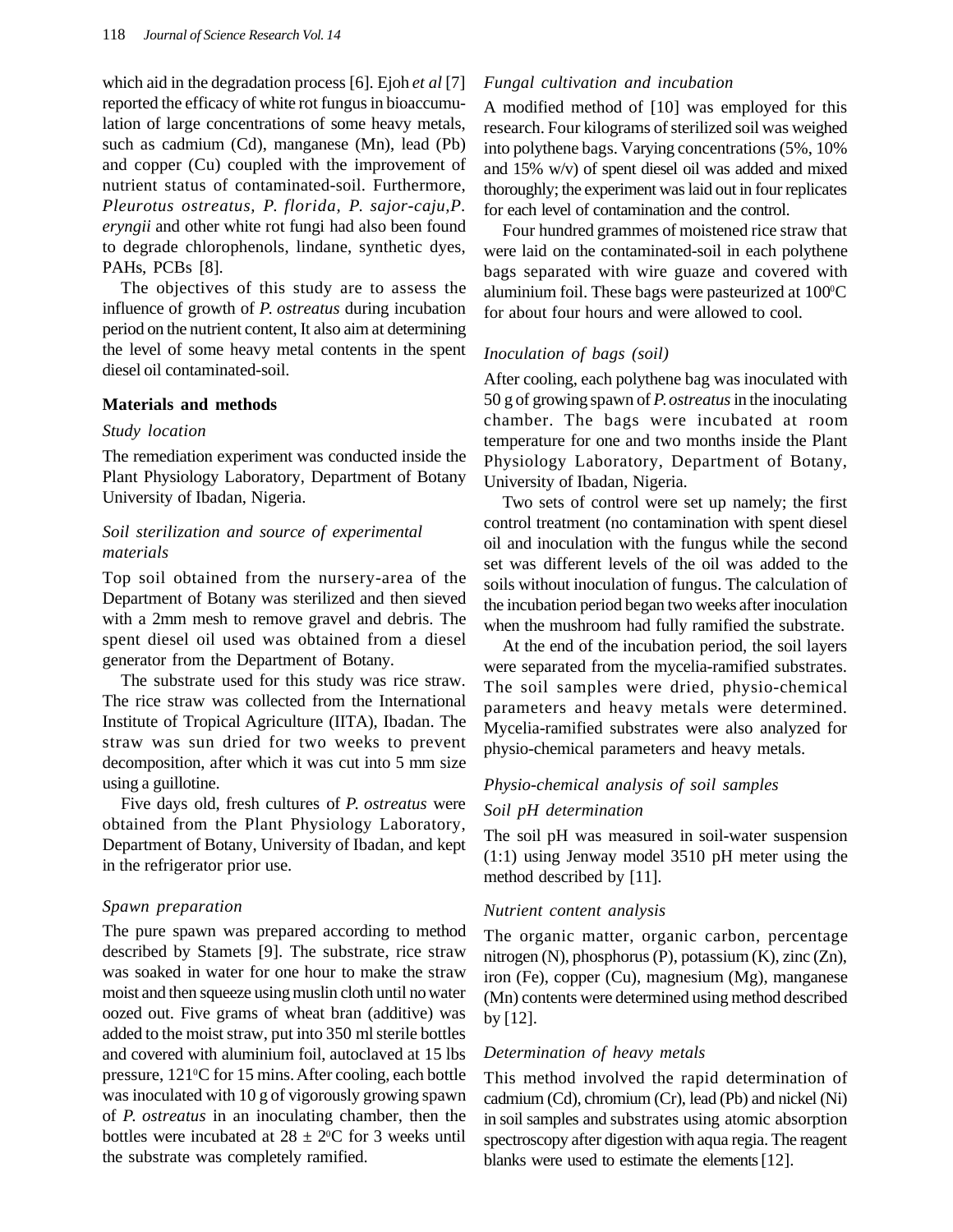which aid in the degradation process [6]. Ejoh *et al* [7] reported the efficacy of white rot fungus in bioaccumulation of large concentrations of some heavy metals, such as cadmium (Cd), manganese (Mn), lead (Pb) and copper (Cu) coupled with the improvement of nutrient status of contaminated-soil. Furthermore, *Pleurotus ostreatus, P. florida, P. sajor-caju,P. eryngii* and other white rot fungi had also been found to degrade chlorophenols, lindane, synthetic dyes, PAHs, PCBs [8].

The objectives of this study are to assess the influence of growth of *P. ostreatus* during incubation period on the nutrient content, It also aim at determining the level of some heavy metal contents in the spent diesel oil contaminated-soil.

## Materials and methods

### *Study location*

The remediation experiment was conducted inside the Plant Physiology Laboratory, Department of Botany University of Ibadan, Nigeria.

### *Soil sterilization and source of experimental materials*

Top soil obtained from the nursery-area of the Department of Botany was sterilized and then sieved with a 2mm mesh to remove gravel and debris. The spent diesel oil used was obtained from a diesel generator from the Department of Botany.

The substrate used for this study was rice straw. The rice straw was collected from the International Institute of Tropical Agriculture (IITA), Ibadan. The straw was sun dried for two weeks to prevent decomposition, after which it was cut into 5 mm size using a guillotine.

Five days old, fresh cultures of *P. ostreatus* were obtained from the Plant Physiology Laboratory, Department of Botany, University of Ibadan, and kept in the refrigerator prior use.

### *Spawn preparation*

The pure spawn was prepared according to method described by Stamets [9]. The substrate, rice straw was soaked in water for one hour to make the straw moist and then squeeze using muslin cloth until no water oozed out. Five grams of wheat bran (additive) was added to the moist straw, put into 350 ml sterile bottles and covered with aluminium foil, autoclaved at 15 lbs pressure, $121^0$C for 15 mins. After cooling, each bottle was inoculated with 10 g of vigorously growing spawn of *P. ostreatus* in an inoculating chamber, then the bottles were incubated at $28 \pm 2^0$C for 3 weeks until the substrate was completely ramified.

### *Fungal cultivation and incubation*

A modified method of [10] was employed for this research. Four kilograms of sterilized soil was weighed into polythene bags. Varying concentrations (5%, 10% and 15% w/v) of spent diesel oil was added and mixed thoroughly; the experiment was laid out in four replicates for each level of contamination and the control.

Four hundred grammes of moistened rice straw that were laid on the contaminated-soil in each polythene bags separated with wire guaze and covered with aluminium foil. These bags were pasteurized at $100^0$C for about four hours and were allowed to cool.

### *Inoculation of bags (soil)*

After cooling, each polythene bag was inoculated with 50 g of growing spawn of *P. ostreatus* in the inoculating chamber. The bags were incubated at room temperature for one and two months inside the Plant Physiology Laboratory, Department of Botany, University of Ibadan, Nigeria.

Two sets of control were set up namely; the first control treatment (no contamination with spent diesel oil and inoculation with the fungus while the second set was different levels of the oil was added to the soils without inoculation of fungus. The calculation of the incubation period began two weeks after inoculation when the mushroom had fully ramified the substrate.

At the end of the incubation period, the soil layers were separated from the mycelia-ramified substrates. The soil samples were dried, physio-chemical parameters and heavy metals were determined. Mycelia-ramified substrates were also analyzed for physio-chemical parameters and heavy metals.

### *Physio-chemical analysis of soil samples*

#### *Soil pH determination*

The soil pH was measured in soil-water suspension (1:1) using Jenway model 3510 pH meter using the method described by [11].

#### *Nutrient content analysis*

The organic matter, organic carbon, percentage nitrogen (N), phosphorus (P), potassium (K), zinc (Zn), iron (Fe), copper (Cu), magnesium (Mg), manganese (Mn) contents were determined using method described by [12].

#### *Determination of heavy metals*

This method involved the rapid determination of cadmium (Cd), chromium (Cr), lead (Pb) and nickel (Ni) in soil samples and substrates using atomic absorption spectroscopy after digestion with aqua regia. The reagent blanks were used to estimate the elements [12].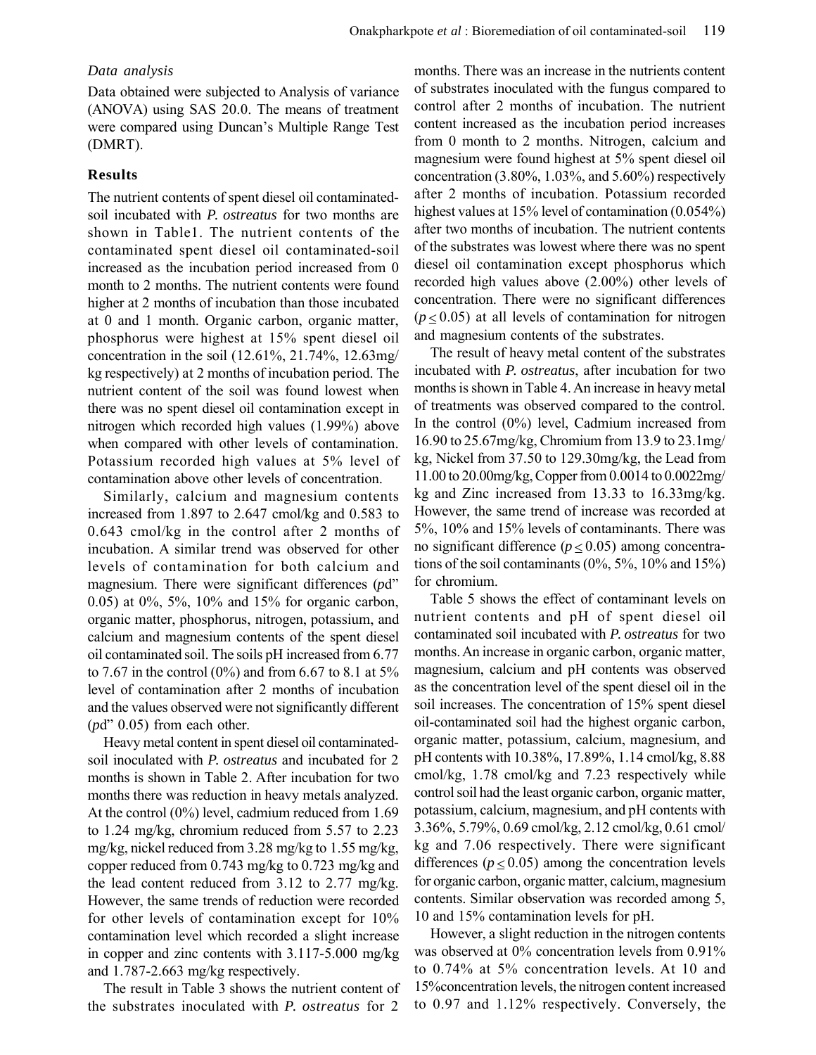*Data analysis*

Data obtained were subjected to Analysis of variance (ANOVA) using SAS 20.0. The means of treatment were compared using Duncan's Multiple Range Test (DMRT).

## Results

The nutrient contents of spent diesel oil contaminated-soil incubated with *P. ostreatus* for two months are shown in Table1. The nutrient contents of the contaminated spent diesel oil contaminated-soil increased as the incubation period increased from 0 month to 2 months. The nutrient contents were found higher at 2 months of incubation than those incubated at 0 and 1 month. Organic carbon, organic matter, phosphorus were highest at 15% spent diesel oil concentration in the soil (12.61%, 21.74%, 12.63mg/kg respectively) at 2 months of incubation period. The nutrient content of the soil was found lowest when there was no spent diesel oil contamination except in nitrogen which recorded high values (1.99%) above when compared with other levels of contamination. Potassium recorded high values at 5% level of contamination above other levels of concentration.

Similarly, calcium and magnesium contents increased from 1.897 to 2.647 cmol/kg and 0.583 to 0.643 cmol/kg in the control after 2 months of incubation. A similar trend was observed for other levels of contamination for both calcium and magnesium. There were significant differences (*p*d" 0.05) at 0%, 5%, 10% and 15% for organic carbon, organic matter, phosphorus, nitrogen, potassium, and calcium and magnesium contents of the spent diesel oil contaminated soil. The soils pH increased from 6.77 to 7.67 in the control (0%) and from 6.67 to 8.1 at 5% level of contamination after 2 months of incubation and the values observed were not significantly different (*p*d" 0.05) from each other.

Heavy metal content in spent diesel oil contaminated-soil inoculated with *P. ostreatus* and incubated for 2 months is shown in Table 2. After incubation for two months there was reduction in heavy metals analyzed. At the control (0%) level, cadmium reduced from 1.69 to 1.24 mg/kg, chromium reduced from 5.57 to 2.23 mg/kg, nickel reduced from 3.28 mg/kg to 1.55 mg/kg, copper reduced from 0.743 mg/kg to 0.723 mg/kg and the lead content reduced from 3.12 to 2.77 mg/kg. However, the same trends of reduction were recorded for other levels of contamination except for 10% contamination level which recorded a slight increase in copper and zinc contents with 3.117-5.000 mg/kg and 1.787-2.663 mg/kg respectively.

The result in Table 3 shows the nutrient content of the substrates inoculated with *P. ostreatus* for 2 months. There was an increase in the nutrients content of substrates inoculated with the fungus compared to control after 2 months of incubation. The nutrient content increased as the incubation period increases from 0 month to 2 months. Nitrogen, calcium and magnesium were found highest at 5% spent diesel oil concentration (3.80%, 1.03%, and 5.60%) respectively after 2 months of incubation. Potassium recorded highest values at 15% level of contamination (0.054%) after two months of incubation. The nutrient contents of the substrates was lowest where there was no spent diesel oil contamination except phosphorus which recorded high values above (2.00%) other levels of concentration. There were no significant differences ($p \leq 0.05$) at all levels of contamination for nitrogen and magnesium contents of the substrates.

The result of heavy metal content of the substrates incubated with *P. ostreatus*, after incubation for two months is shown in Table 4. An increase in heavy metal of treatments was observed compared to the control. In the control (0%) level, Cadmium increased from 16.90 to 25.67mg/kg, Chromium from 13.9 to 23.1mg/kg, Nickel from 37.50 to 129.30mg/kg, the Lead from 11.00 to 20.00mg/kg, Copper from 0.0014 to 0.0022mg/kg and Zinc increased from 13.33 to 16.33mg/kg. However, the same trend of increase was recorded at 5%, 10% and 15% levels of contaminants. There was no significant difference ($p \leq 0.05$) among concentrations of the soil contaminants (0%, 5%, 10% and 15%) for chromium.

Table 5 shows the effect of contaminant levels on nutrient contents and pH of spent diesel oil contaminated soil incubated with *P. ostreatus* for two months. An increase in organic carbon, organic matter, magnesium, calcium and pH contents was observed as the concentration level of the spent diesel oil in the soil increases. The concentration of 15% spent diesel oil-contaminated soil had the highest organic carbon, organic matter, potassium, calcium, magnesium, and pH contents with 10.38%, 17.89%, 1.14 cmol/kg, 8.88 cmol/kg, 1.78 cmol/kg and 7.23 respectively while control soil had the least organic carbon, organic matter, potassium, calcium, magnesium, and pH contents with 3.36%, 5.79%, 0.69 cmol/kg, 2.12 cmol/kg, 0.61 cmol/kg and 7.06 respectively. There were significant differences ($p \leq 0.05$) among the concentration levels for organic carbon, organic matter, calcium, magnesium contents. Similar observation was recorded among 5, 10 and 15% contamination levels for pH.

However, a slight reduction in the nitrogen contents was observed at 0% concentration levels from 0.91% to 0.74% at 5% concentration levels. At 10 and 15%concentration levels, the nitrogen content increased to 0.97 and 1.12% respectively. Conversely, the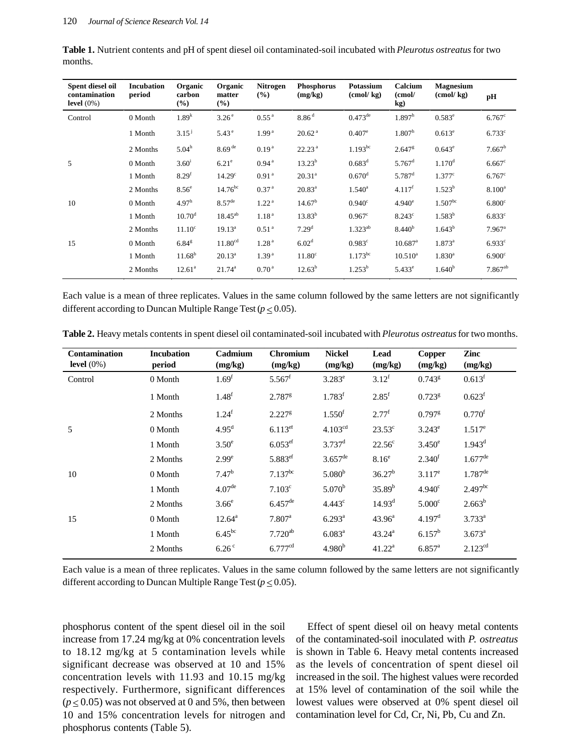**Table 1.** Nutrient contents and pH of spent diesel oil contaminated-soil incubated with *Pleurotus ostreatus* for two months.

| Spent diesel oil contamination level (0%) | Incubation period | Organic carbon (%) | Organic matter (%) | Nitrogen (%) | Phosphorus (mg/kg) | Potassium (cmol/ kg) | Calcium (cmol/ kg) | Magnesium (cmol/ kg) | pH |
|---|---|---|---|---|---|---|---|---|---|
| Control | 0 Month | $1.89^{k}$ | $3.26^{e}$ | $0.55^{a}$ | $8.86^{d}$ | $0.473^{de}$ | $1.897^{h}$ | $0.583^{e}$ | $6.767^{c}$ |
| | 1 Month | $3.15^{j}$ | $5.43^{e}$ | $1.99^{a}$ | $20.62^{a}$ | $0.407^{e}$ | $1.807^{h}$ | $0.613^{e}$ | $6.733^{c}$ |
| | 2 Months | $5.04^{h}$ | $8.69^{de}$ | $0.19^{a}$ | $22.23^{a}$ | $1.193^{bc}$ | $2.647^{g}$ | $0.643^{e}$ | $7.667^{b}$ |
| 5 | 0 Month | $3.60^{i}$ | $6.21^{e}$ | $0.94^{a}$ | $13.23^{b}$ | $0.683^{d}$ | $5.767^{d}$ | $1.170^{d}$ | $6.667^{c}$ |
| | 1 Month | $8.29^{f}$ | $14.29^{c}$ | $0.91^{a}$ | $20.31^{a}$ | $0.670^{d}$ | $5.787^{d}$ | $1.377^{c}$ | $6.767^{c}$ |
| | 2 Months | $8.56^{e}$ | $14.76^{bc}$ | $0.37^{a}$ | $20.83^{a}$ | $1.540^{a}$ | $4.117^{f}$ | $1.523^{b}$ | $8.100^{a}$ |
| 10 | 0 Month | $4.97^{h}$ | $8.57^{de}$ | $1.22^{a}$ | $14.67^{b}$ | $0.940^{c}$ | $4.940^{e}$ | $1.507^{bc}$ | $6.800^{c}$ |
| | 1 Month | $10.70^{d}$ | $18.45^{ab}$ | $1.18^{a}$ | $13.83^{b}$ | $0.967^{c}$ | $8.243^{c}$ | $1.583^{b}$ | $6.833^{c}$ |
| | 2 Months | $11.10^{c}$ | $19.13^{a}$ | $0.51^{a}$ | $7.29^{d}$ | $1.323^{ab}$ | $8.440^{b}$ | $1.643^{b}$ | $7.967^{a}$ |
| 15 | 0 Month | $6.84^{g}$ | $11.80^{cd}$ | $1.28^{a}$ | $6.02^{d}$ | $0.983^{c}$ | $10.687^{a}$ | $1.873^{a}$ | $6.933^{c}$ |
| | 1 Month | $11.68^{b}$ | $20.13^{a}$ | $1.39^{a}$ | $11.80^{c}$ | $1.173^{bc}$ | $10.510^{a}$ | $1.830^{a}$ | $6.900^{c}$ |
| | 2 Months | $12.61^{a}$ | $21.74^{a}$ | $0.70^{a}$ | $12.63^{b}$ | $1.253^{b}$ | $5.433^{e}$ | $1.640^{b}$ | $7.867^{ab}$ |

Each value is a mean of three replicates. Values in the same column followed by the same letters are not significantly different according to Duncan Multiple Range Test ($p \leq 0.05$).

**Table 2.** Heavy metals contents in spent diesel oil contaminated-soil incubated with *Pleurotus ostreatus* for two months.

| Contamination level (0%) | Incubation period | Cadmium (mg/kg) | Chromium (mg/kg) | Nickel (mg/kg) | Lead (mg/kg) | Copper (mg/kg) | Zinc (mg/kg) |
|---|---|---|---|---|---|---|---|
| Control | 0 Month | $1.69^{f}$ | $5.567^{f}$ | $3.283^{e}$ | $3.12^{f}$ | $0.743^{g}$ | $0.613^{f}$ |
| | 1 Month | $1.48^{f}$ | $2.787^{g}$ | $1.783^{f}$ | $2.85^{f}$ | $0.723^{g}$ | $0.623^{f}$ |
| | 2 Months | $1.24^{f}$ | $2.227^{g}$ | $1.550^{f}$ | $2.77^{f}$ | $0.797^{g}$ | $0.770^{f}$ |
| 5 | 0 Month | $4.95^{d}$ | $6.113^{ef}$ | $4.103^{cd}$ | $23.53^{c}$ | $3.243^{e}$ | $1.517^{e}$ |
| | 1 Month | $3.50^{e}$ | $6.053^{ef}$ | $3.737^{d}$ | $22.56^{c}$ | $3.450^{e}$ | $1.943^{d}$ |
| | 2 Months | $2.99^{e}$ | $5.883^{ef}$ | $3.657^{de}$ | $8.16^{e}$ | $2.340^{f}$ | $1.677^{de}$ |
| 10 | 0 Month | $7.47^{b}$ | $7.137^{bc}$ | $5.080^{b}$ | $36.27^{b}$ | $3.117^{e}$ | $1.787^{de}$ |
| | 1 Month | $4.07^{de}$ | $7.103^{c}$ | $5.070^{b}$ | $35.89^{b}$ | $4.940^{c}$ | $2.497^{bc}$ |
| | 2 Months | $3.66^{e}$ | $6.457^{de}$ | $4.443^{c}$ | $14.93^{d}$ | $5.000^{c}$ | $2.663^{b}$ |
| 15 | 0 Month | $12.64^{a}$ | $7.807^{a}$ | $6.293^{a}$ | $43.96^{a}$ | $4.197^{d}$ | $3.733^{a}$ |
| | 1 Month | $6.45^{bc}$ | $7.720^{ab}$ | $6.083^{a}$ | $43.24^{a}$ | $6.157^{b}$ | $3.673^{a}$ |
| | 2 Months | $6.26^{c}$ | $6.777^{cd}$ | $4.980^{b}$ | $41.22^{a}$ | $6.857^{a}$ | $2.123^{cd}$ |

Each value is a mean of three replicates. Values in the same column followed by the same letters are not significantly different according to Duncan Multiple Range Test ($p \leq 0.05$).

phosphorus content of the spent diesel oil in the soil increase from 17.24 mg/kg at 0% concentration levels to 18.12 mg/kg at 5 contamination levels while significant decrease was observed at 10 and 15% concentration levels with 11.93 and 10.15 mg/kg respectively. Furthermore, significant differences ($p \leq 0.05$) was not observed at 0 and 5%, then between 10 and 15% concentration levels for nitrogen and phosphorus contents (Table 5).

Effect of spent diesel oil on heavy metal contents of the contaminated-soil inoculated with *P. ostreatus* is shown in Table 6. Heavy metal contents increased as the levels of concentration of spent diesel oil increased in the soil. The highest values were recorded at 15% level of contamination of the soil while the lowest values were observed at 0% spent diesel oil contamination level for Cd, Cr, Ni, Pb, Cu and Zn.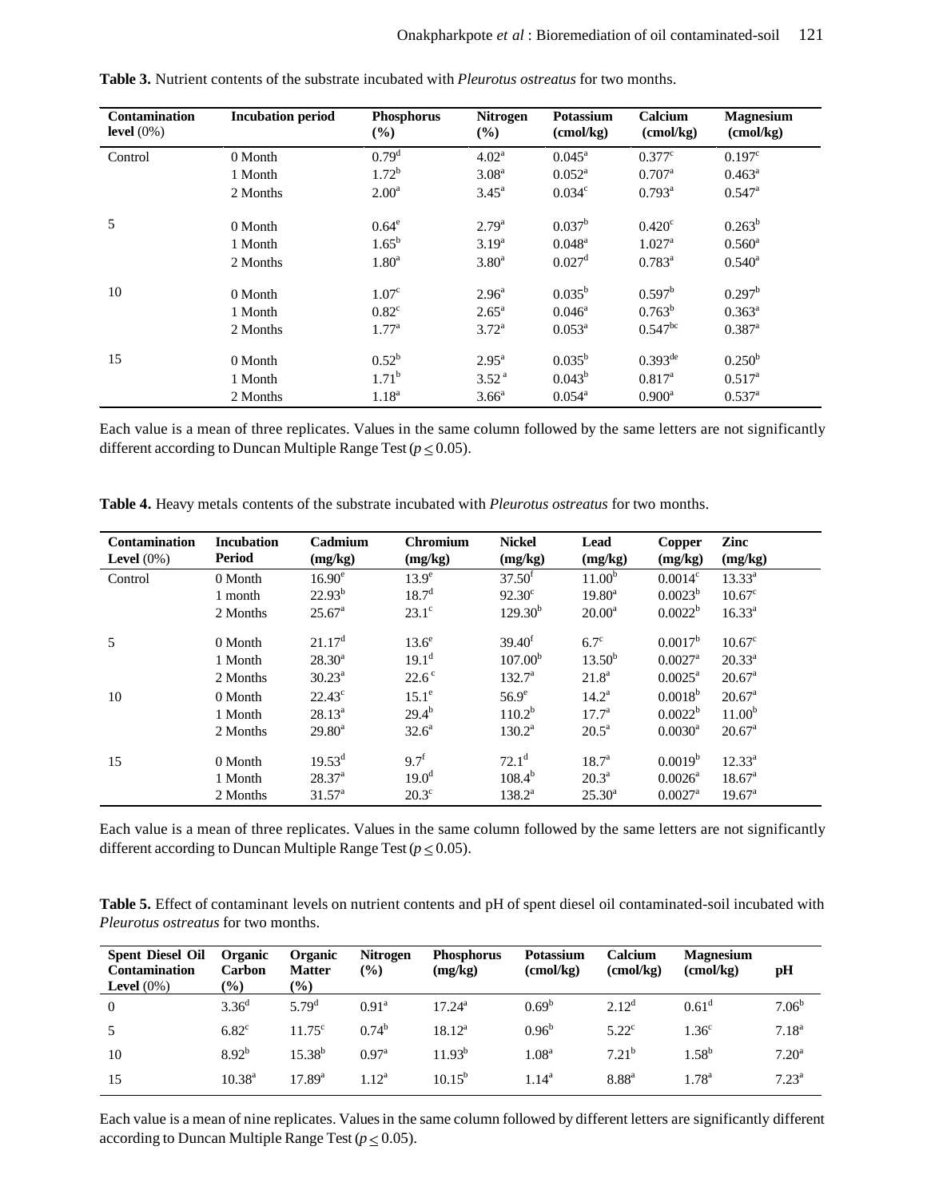**Table 3.** Nutrient contents of the substrate incubated with *Pleurotus ostreatus* for two months.

| Contamination level (0%) | Incubation period | Phosphorus (%) | Nitrogen (%) | Potassium (cmol/kg) | Calcium (cmol/kg) | Magnesium (cmol/kg) |
|---|---|---|---|---|---|---|
| Control | 0 Month | 0.79[d] | 4.02[a] | 0.045[a] | 0.377[c] | 0.197[c] |
| | 1 Month | 1.72[b] | 3.08[a] | 0.052[a] | 0.707[a] | 0.463[a] |
| | 2 Months | 2.00[a] | 3.45[a] | 0.034[c] | 0.793[a] | 0.547[a] |
| 5 | 0 Month | 0.64[e] | 2.79[a] | 0.037[b] | 0.420[c] | 0.263[b] |
| | 1 Month | 1.65[b] | 3.19[a] | 0.048[a] | 1.027[a] | 0.560[a] |
| | 2 Months | 1.80[a] | 3.80[a] | 0.027[d] | 0.783[a] | 0.540[a] |
| 10 | 0 Month | 1.07[c] | 2.96[a] | 0.035[b] | 0.597[b] | 0.297[b] |
| | 1 Month | 0.82[c] | 2.65[a] | 0.046[a] | 0.763[b] | 0.363[a] |
| | 2 Months | 1.77[a] | 3.72[a] | 0.053[a] | 0.547[bc] | 0.387[a] |
| 15 | 0 Month | 0.52[b] | 2.95[a] | 0.035[b] | 0.393[de] | 0.250[b] |
| | 1 Month | 1.71[b] | 3.52[a] | 0.043[b] | 0.817[a] | 0.517[a] |
| | 2 Months | 1.18[a] | 3.66[a] | 0.054[a] | 0.900[a] | 0.537[a] |

Each value is a mean of three replicates. Values in the same column followed by the same letters are not significantly different according to Duncan Multiple Range Test ($p \leq 0.05$).

**Table 4.** Heavy metals contents of the substrate incubated with *Pleurotus ostreatus* for two months.

| Contamination Level (0%) | Incubation Period | Cadmium (mg/kg) | Chromium (mg/kg) | Nickel (mg/kg) | Lead (mg/kg) | Copper (mg/kg) | Zinc (mg/kg) |
|---|---|---|---|---|---|---|---|
| Control | 0 Month | 16.90[e] | 13.9[e] | 37.50[f] | 11.00[b] | 0.0014[c] | 13.33[a] |
| | 1 month | 22.93[b] | 18.7[d] | 92.30[c] | 19.80[a] | 0.0023[b] | 10.67[c] |
| | 2 Months | 25.67[a] | 23.1[c] | 129.30[b] | 20.00[a] | 0.0022[b] | 16.33[a] |
| 5 | 0 Month | 21.17[d] | 13.6[e] | 39.40[f] | 6.7[c] | 0.0017[b] | 10.67[c] |
| | 1 Month | 28.30[a] | 19.1[d] | 107.00[b] | 13.50[b] | 0.0027[a] | 20.33[a] |
| | 2 Months | 30.23[a] | 22.6[c] | 132.7[a] | 21.8[a] | 0.0025[a] | 20.67[a] |
| 10 | 0 Month | 22.43[c] | 15.1[e] | 56.9[e] | 14.2[a] | 0.0018[b] | 20.67[a] |
| | 1 Month | 28.13[a] | 29.4[b] | 110.2[b] | 17.7[a] | 0.0022[b] | 11.00[b] |
| | 2 Months | 29.80[a] | 32.6[a] | 130.2[a] | 20.5[a] | 0.0030[a] | 20.67[a] |
| 15 | 0 Month | 19.53[d] | 9.7[f] | 72.1[d] | 18.7[a] | 0.0019[b] | 12.33[a] |
| | 1 Month | 28.37[a] | 19.0[d] | 108.4[b] | 20.3[a] | 0.0026[a] | 18.67[a] |
| | 2 Months | 31.57[a] | 20.3[c] | 138.2[a] | 25.30[a] | 0.0027[a] | 19.67[a] |

Each value is a mean of three replicates. Values in the same column followed by the same letters are not significantly different according to Duncan Multiple Range Test ($p \leq 0.05$).

**Table 5.** Effect of contaminant levels on nutrient contents and pH of spent diesel oil contaminated-soil incubated with *Pleurotus ostreatus* for two months.

| Spent Diesel Oil Contamination Level (0%) | Organic Carbon (%) | Organic Matter (%) | Nitrogen (%) | Phosphorus (mg/kg) | Potassium (cmol/kg) | Calcium (cmol/kg) | Magnesium (cmol/kg) | pH |
|---|---|---|---|---|---|---|---|---|
| 0 | 3.36[d] | 5.79[d] | 0.91[a] | 17.24[a] | 0.69[b] | 2.12[d] | 0.61[d] | 7.06[b] |
| 5 | 6.82[c] | 11.75[c] | 0.74[b] | 18.12[a] | 0.96[b] | 5.22[c] | 1.36[c] | 7.18[a] |
| 10 | 8.92[b] | 15.38[b] | 0.97[a] | 11.93[b] | 1.08[a] | 7.21[b] | 1.58[b] | 7.20[a] |
| 15 | 10.38[a] | 17.89[a] | 1.12[a] | 10.15[b] | 1.14[a] | 8.88[a] | 1.78[a] | 7.23[a] |

Each value is a mean of nine replicates. Values in the same column followed by different letters are significantly different according to Duncan Multiple Range Test ($p \leq 0.05$).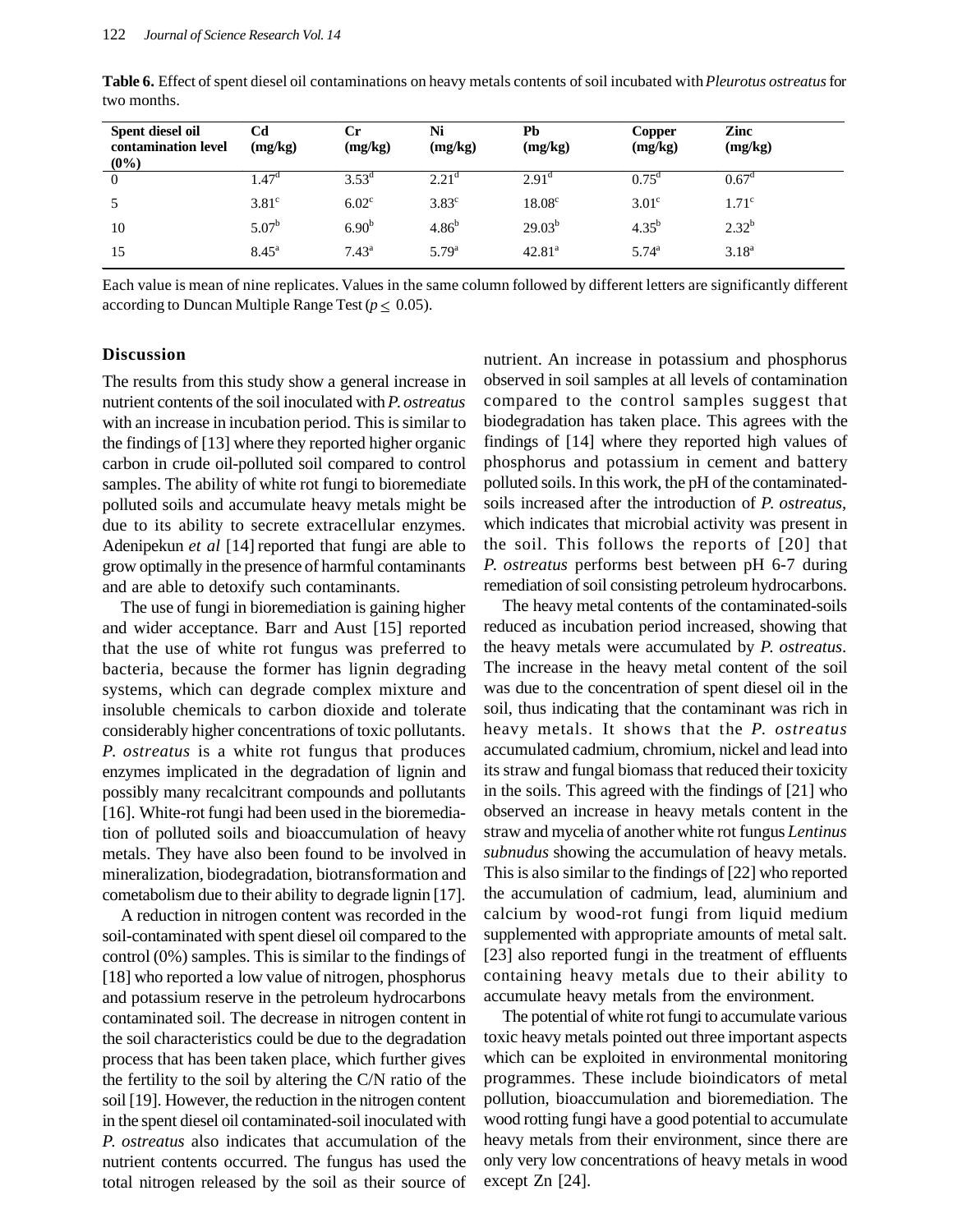**Table 6.** Effect of spent diesel oil contaminations on heavy metals contents of soil incubated with *Pleurotus ostreatus* for two months.

| Spent diesel oil contamination level (0%) | Cd (mg/kg) | Cr (mg/kg) | Ni (mg/kg) | Pb (mg/kg) | Copper (mg/kg) | Zinc (mg/kg) |
|---|---|---|---|---|---|---|
| 0 | $1.47^{d}$ | $3.53^{d}$ | $2.21^{d}$ | $2.91^{d}$ | $0.75^{d}$ | $0.67^{d}$ |
| 5 | $3.81^{c}$ | $6.02^{c}$ | $3.83^{c}$ | $18.08^{c}$ | $3.01^{c}$ | $1.71^{c}$ |
| 10 | $5.07^{b}$ | $6.90^{b}$ | $4.86^{b}$ | $29.03^{b}$ | $4.35^{b}$ | $2.32^{b}$ |
| 15 | $8.45^{a}$ | $7.43^{a}$ | $5.79^{a}$ | $42.81^{a}$ | $5.74^{a}$ | $3.18^{a}$ |

Each value is mean of nine replicates. Values in the same column followed by different letters are significantly different according to Duncan Multiple Range Test ($p \leq 0.05$).

## Discussion

The results from this study show a general increase in nutrient contents of the soil inoculated with *P. ostreatus* with an increase in incubation period. This is similar to the findings of [13] where they reported higher organic carbon in crude oil-polluted soil compared to control samples. The ability of white rot fungi to bioremediate polluted soils and accumulate heavy metals might be due to its ability to secrete extracellular enzymes. Adenipekun *et al* [14] reported that fungi are able to grow optimally in the presence of harmful contaminants and are able to detoxify such contaminants.

The use of fungi in bioremediation is gaining higher and wider acceptance. Barr and Aust [15] reported that the use of white rot fungus was preferred to bacteria, because the former has lignin degrading systems, which can degrade complex mixture and insoluble chemicals to carbon dioxide and tolerate considerably higher concentrations of toxic pollutants. *P. ostreatus* is a white rot fungus that produces enzymes implicated in the degradation of lignin and possibly many recalcitrant compounds and pollutants [16]. White-rot fungi had been used in the bioremediation of polluted soils and bioaccumulation of heavy metals. They have also been found to be involved in mineralization, biodegradation, biotransformation and cometabolism due to their ability to degrade lignin [17].

A reduction in nitrogen content was recorded in the soil-contaminated with spent diesel oil compared to the control (0%) samples. This is similar to the findings of [18] who reported a low value of nitrogen, phosphorus and potassium reserve in the petroleum hydrocarbons contaminated soil. The decrease in nitrogen content in the soil characteristics could be due to the degradation process that has been taken place, which further gives the fertility to the soil by altering the C/N ratio of the soil [19]. However, the reduction in the nitrogen content in the spent diesel oil contaminated-soil inoculated with *P. ostreatus* also indicates that accumulation of the nutrient contents occurred. The fungus has used the total nitrogen released by the soil as their source of nutrient. An increase in potassium and phosphorus observed in soil samples at all levels of contamination compared to the control samples suggest that biodegradation has taken place. This agrees with the findings of [14] where they reported high values of phosphorus and potassium in cement and battery polluted soils. In this work, the pH of the contaminated-soils increased after the introduction of *P. ostreatus*, which indicates that microbial activity was present in the soil. This follows the reports of [20] that *P. ostreatus* performs best between pH 6-7 during remediation of soil consisting petroleum hydrocarbons.

The heavy metal contents of the contaminated-soils reduced as incubation period increased, showing that the heavy metals were accumulated by *P. ostreatus*. The increase in the heavy metal content of the soil was due to the concentration of spent diesel oil in the soil, thus indicating that the contaminant was rich in heavy metals. It shows that the *P. ostreatus* accumulated cadmium, chromium, nickel and lead into its straw and fungal biomass that reduced their toxicity in the soils. This agreed with the findings of [21] who observed an increase in heavy metals content in the straw and mycelia of another white rot fungus *Lentinus subnudus* showing the accumulation of heavy metals. This is also similar to the findings of [22] who reported the accumulation of cadmium, lead, aluminium and calcium by wood-rot fungi from liquid medium supplemented with appropriate amounts of metal salt. [23] also reported fungi in the treatment of effluents containing heavy metals due to their ability to accumulate heavy metals from the environment.

The potential of white rot fungi to accumulate various toxic heavy metals pointed out three important aspects which can be exploited in environmental monitoring programmes. These include bioindicators of metal pollution, bioaccumulation and bioremediation. The wood rotting fungi have a good potential to accumulate heavy metals from their environment, since there are only very low concentrations of heavy metals in wood except Zn [24].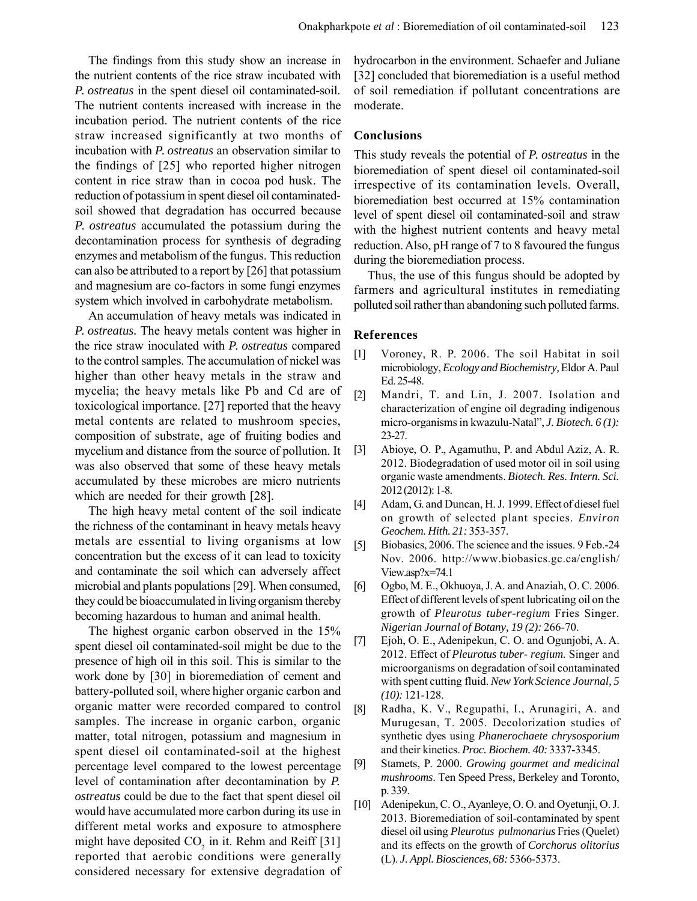The findings from this study show an increase in the nutrient contents of the rice straw incubated with *P. ostreatus* in the spent diesel oil contaminated-soil. The nutrient contents increased with increase in the incubation period. The nutrient contents of the rice straw increased significantly at two months of incubation with *P. ostreatus* an observation similar to the findings of [25] who reported higher nitrogen content in rice straw than in cocoa pod husk. The reduction of potassium in spent diesel oil contaminated-soil showed that degradation has occurred because *P. ostreatus* accumulated the potassium during the decontamination process for synthesis of degrading enzymes and metabolism of the fungus. This reduction can also be attributed to a report by [26] that potassium and magnesium are co-factors in some fungi enzymes system which involved in carbohydrate metabolism.

An accumulation of heavy metals was indicated in *P. ostreatus.* The heavy metals content was higher in the rice straw inoculated with *P. ostreatus* compared to the control samples. The accumulation of nickel was higher than other heavy metals in the straw and mycelia; the heavy metals like Pb and Cd are of toxicological importance. [27] reported that the heavy metal contents are related to mushroom species, composition of substrate, age of fruiting bodies and mycelium and distance from the source of pollution. It was also observed that some of these heavy metals accumulated by these microbes are micro nutrients which are needed for their growth [28].

The high heavy metal content of the soil indicate the richness of the contaminant in heavy metals heavy metals are essential to living organisms at low concentration but the excess of it can lead to toxicity and contaminate the soil which can adversely affect microbial and plants populations [29]. When consumed, they could be bioaccumulated in living organism thereby becoming hazardous to human and animal health.

The highest organic carbon observed in the 15% spent diesel oil contaminated-soil might be due to the presence of high oil in this soil. This is similar to the work done by [30] in bioremediation of cement and battery-polluted soil, where higher organic carbon and organic matter were recorded compared to control samples. The increase in organic carbon, organic matter, total nitrogen, potassium and magnesium in spent diesel oil contaminated-soil at the highest percentage level compared to the lowest percentage level of contamination after decontamination by *P. ostreatus* could be due to the fact that spent diesel oil would have accumulated more carbon during its use in different metal works and exposure to atmosphere might have deposited $CO_2$ in it. Rehm and Reiff [31] reported that aerobic conditions were generally considered necessary for extensive degradation of hydrocarbon in the environment. Schaefer and Juliane [32] concluded that bioremediation is a useful method of soil remediation if pollutant concentrations are moderate.

## Conclusions

This study reveals the potential of *P. ostreatus* in the bioremediation of spent diesel oil contaminated-soil irrespective of its contamination levels. Overall, bioremediation best occurred at 15% contamination level of spent diesel oil contaminated-soil and straw with the highest nutrient contents and heavy metal reduction. Also, pH range of 7 to 8 favoured the fungus during the bioremediation process.

Thus, the use of this fungus should be adopted by farmers and agricultural institutes in remediating polluted soil rather than abandoning such polluted farms.

## References

[1] Voroney, R. P. 2006. The soil Habitat in soil microbiology, *Ecology and Biochemistry,* Eldor A. Paul Ed. 25-48.

[2] Mandri, T. and Lin, J. 2007. Isolation and characterization of engine oil degrading indigenous micro-organisms in kwazulu-Natal", *J. Biotech. 6 (1):* 23-27.

[3] Abioye, O. P., Agamuthu, P. and Abdul Aziz, A. R. 2012. Biodegradation of used motor oil in soil using organic waste amendments. *Biotech. Res. Intern. Sci.* 2012 (2012): 1-8.

[4] Adam, G. and Duncan, H. J. 1999. Effect of diesel fuel on growth of selected plant species. *Environ Geochem. Hith. 21:* 353-357.

[5] Biobasics, 2006. The science and the issues. 9 Feb.-24 Nov. 2006. http://www.biobasics.gc.ca/english/View.asp?x=74.1

[6] Ogbo, M. E., Okhuoya, J. A. and Anaziah, O. C. 2006. Effect of different levels of spent lubricating oil on the growth of *Pleurotus tuber-regium* Fries Singer. *Nigerian Journal of Botany, 19 (2):* 266-70.

[7] Ejoh, O. E., Adenipekun, C. O. and Ogunjobi, A. A. 2012. Effect of *Pleurotus tuber- regium.* Singer and microorganisms on degradation of soil contaminated with spent cutting fluid. *New York Science Journal, 5 (10):* 121-128.

[8] Radha, K. V., Regupathi, I., Arunagiri, A. and Murugesan, T. 2005. Decolorization studies of synthetic dyes using *Phanerochaete chrysosporium* and their kinetics. *Proc. Biochem. 40:* 3337-3345.

[9] Stamets, P. 2000. *Growing gourmet and medicinal mushrooms*. Ten Speed Press, Berkeley and Toronto, p. 339.

[10] Adenipekun, C. O., Ayanleye, O. O. and Oyetunji, O. J. 2013. Bioremediation of soil-contaminated by spent diesel oil using *Pleurotus pulmonarius* Fries (Quelet) and its effects on the growth of *Corchorus olitorius* (L). *J. Appl. Biosciences, 68:* 5366-5373.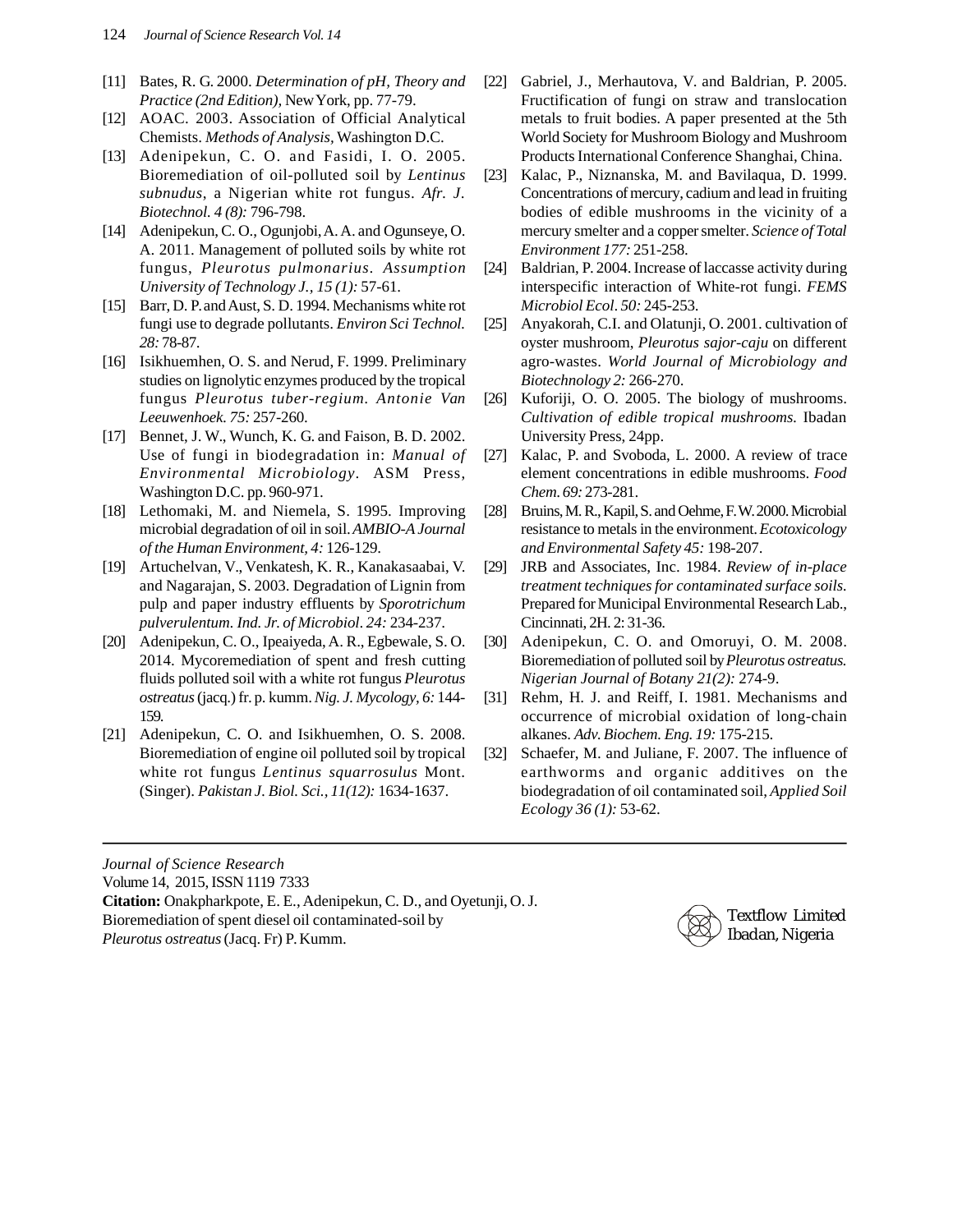[11] Bates, R. G. 2000. *Determination of pH, Theory and Practice (2nd Edition),* New York, pp. 77-79.

[12] AOAC. 2003. Association of Official Analytical Chemists. *Methods of Analysis,* Washington D.C.

[13] Adenipekun, C. O. and Fasidi, I. O. 2005. Bioremediation of oil-polluted soil by *Lentinus subnudus*, a Nigerian white rot fungus. *Afr. J. Biotechnol. 4 (8):* 796-798.

[14] Adenipekun, C. O., Ogunjobi, A. A. and Ogunseye, O. A. 2011. Management of polluted soils by white rot fungus, *Pleurotus pulmonarius. Assumption University of Technology J., 15 (1):* 57-61.

[15] Barr, D. P. and Aust, S. D. 1994. Mechanisms white rot fungi use to degrade pollutants. *Environ Sci Technol. 28:* 78-87.

[16] Isikhuemhen, O. S. and Nerud, F. 1999. Preliminary studies on lignolytic enzymes produced by the tropical fungus *Pleurotus tuber-regium. Antonie Van Leeuwenhoek. 75:* 257-260.

[17] Bennet, J. W., Wunch, K. G. and Faison, B. D. 2002. Use of fungi in biodegradation in: *Manual of Environmental Microbiology*. ASM Press, Washington D.C. pp. 960-971.

[18] Lethomaki, M. and Niemela, S. 1995. Improving microbial degradation of oil in soil. *AMBIO-A Journal of the Human Environment, 4:* 126-129.

[19] Artuchelvan, V., Venkatesh, K. R., Kanakasaabai, V. and Nagarajan, S. 2003. Degradation of Lignin from pulp and paper industry effluents by *Sporotrichum pulverulentum*. *Ind. Jr. of Microbiol. 24:* 234-237.

[20] Adenipekun, C. O., Ipeaiyeda, A. R., Egbewale, S. O. 2014. Mycoremediation of spent and fresh cutting fluids polluted soil with a white rot fungus *Pleurotus ostreatus* (jacq.) fr. p. kumm. *Nig. J. Mycology, 6:* 144-159.

[21] Adenipekun, C. O. and Isikhuemhen, O. S. 2008. Bioremediation of engine oil polluted soil by tropical white rot fungus *Lentinus squarrosulus* Mont. (Singer). *Pakistan J. Biol. Sci., 11(12):* 1634-1637.

[22] Gabriel, J., Merhautova, V. and Baldrian, P. 2005. Fructification of fungi on straw and translocation metals to fruit bodies. A paper presented at the 5th World Society for Mushroom Biology and Mushroom Products International Conference Shanghai, China.

[23] Kalac, P., Niznanska, M. and Bavilaqua, D. 1999. Concentrations of mercury, cadium and lead in fruiting bodies of edible mushrooms in the vicinity of a mercury smelter and a copper smelter. *Science of Total Environment 177:* 251-258.

[24] Baldrian, P. 2004. Increase of laccasse activity during interspecific interaction of White-rot fungi. *FEMS Microbiol Ecol. 50:* 245-253.

[25] Anyakorah, C.I. and Olatunji, O. 2001. cultivation of oyster mushroom, *Pleurotus sajor-caju* on different agro-wastes. *World Journal of Microbiology and Biotechnology 2:* 266-270.

[26] Kuforiji, O. O. 2005. The biology of mushrooms. *Cultivation of edible tropical mushrooms.* Ibadan University Press, 24pp.

[27] Kalac, P. and Svoboda, L. 2000. A review of trace element concentrations in edible mushrooms. *Food Chem. 69:* 273-281.

[28] Bruins, M. R., Kapil, S. and Oehme, F. W. 2000. Microbial resistance to metals in the environment. *Ecotoxicology and Environmental Safety 45:* 198-207.

[29] JRB and Associates, Inc. 1984. *Review of in-place treatment techniques for contaminated surface soils.* Prepared for Municipal Environmental Research Lab., Cincinnati, 2H. 2: 31-36.

[30] Adenipekun, C. O. and Omoruyi, O. M. 2008. Bioremediation of polluted soil by *Pleurotus ostreatus. Nigerian Journal of Botany 21(2):* 274-9.

[31] Rehm, H. J. and Reiff, I. 1981. Mechanisms and occurrence of microbial oxidation of long-chain alkanes. *Adv. Biochem. Eng. 19:* 175-215.

[32] Schaefer, M. and Juliane, F. 2007. The influence of earthworms and organic additives on the biodegradation of oil contaminated soil, *Applied Soil Ecology 36 (1):* 53-62.

---

*Journal of Science Research*
Volume 14, 2015, ISSN 1119 7333
**Citation:** Onakpharkpote, E. E., Adenipekun, C. D., and Oyetunji, O. J.
Bioremediation of spent diesel oil contaminated-soil by
*Pleurotus ostreatus* (Jacq. Fr) P. Kumm.

Textflow Limited
Ibadan, Nigeria